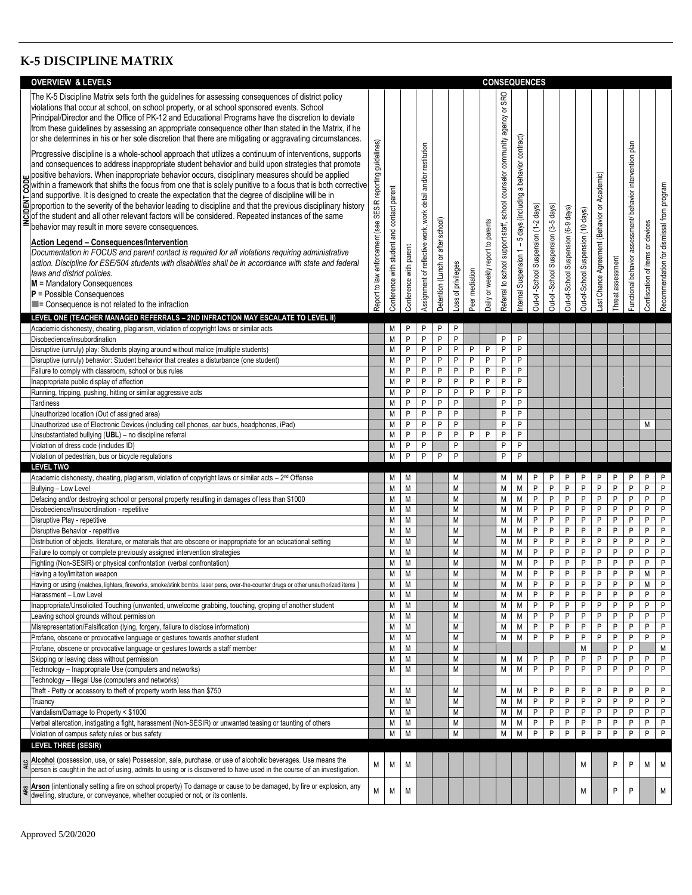# K-5 DISCIPLINE MATRIX

## OVERVIEW & LEVELS

The K-5 Discipline Matrix sets forth the guidelines for assessing consequences of district policy violations that occur at school, on school property, or at school sponsored events. School Principal/Director and the Office of PK-12 and Educational Programs have the discretion to deviate from these guidelines by assessing an appropriate consequence other than stated in the Matrix, if he or she determines in his or her sole discretion that there are mitigating or aggravating circumstances.

Progressive discipline is a whole-school approach that utilizes a continuum of interventions, supports and consequences to address inappropriate student behavior and build upon strategies that promote positive behaviors. When inappropriate behavior occurs, disciplinary measures should be applied within a framework that shifts the focus from one that is solely punitive to a focus that is both corrective and supportive. It is designed to create the expectation that the degree of discipline will be in proportion to the severity of the behavior leading to discipline and that the previous disciplinary history of the student and all other relevant factors will be considered. Repeated instances of the same behavior may result in more severe consequences.

**Action Legend – Consequences/Intervention**

*Documentation in FOCUS and parent contact is required for all violations requiring administrative action. Discipline for ESE/504 students with disabilities shall be in accordance with state and federal laws and district policies.*

**M** = Mandatory Consequences
**P** = Possible Consequences
■ = Consequence is not related to the infraction

| Incident Code | Infraction | Report to law enforcement (see SESIR reporting guidelines) | Conference with student and contact parent | Conference with parent | Assignment of reflective work, work detail and/or restitution | Detention (Lunch or after school) | Loss of privileges | Peer mediation | Daily or weekly report to parents | Referral to school support staff, school counselor community agency or SRO | Internal Suspension 1 – 5 days (including a behavior contract) | Out-of-School Suspension (1-2 days) | Out-of-School Suspension (3-5 days) | Out-of-School Suspension (6-9 days) | Out-of-School Suspension (10 days) | Last Chance Agreement (Behavior or Academic) | Threat assessment | Functional behavior assessment/ behavior intervention plan | Confiscation of items or devices | Recommendation for dismissal from program |
|---|---|---|---|---|---|---|---|---|---|---|---|---|---|---|---|---|---|---|---|---|
| | **LEVEL ONE (TEACHER MANAGED REFERRALS – 2ND INFRACTION MAY ESCALATE TO LEVEL II)** | | | | | | | | | | | | | | | | | | | |
| | Academic dishonesty, cheating, plagiarism, violation of copyright laws or similar acts | | M | P | P | P | P | | | | | | | | | | | | | |
| | Disobedience/insubordination | | M | P | P | P | P | | | P | P | | | | | | | | | |
| | Disruptive (unruly) play: Students playing around without malice (multiple students) | | M | P | P | P | P | P | P | P | P | | | | | | | | | |
| | Disruptive (unruly) behavior: Student behavior that creates a disturbance (one student) | | M | P | P | P | P | P | P | P | P | | | | | | | | | |
| | Failure to comply with classroom, school or bus rules | | M | P | P | P | P | P | P | P | P | | | | | | | | | |
| | Inappropriate public display of affection | | M | P | P | P | P | P | P | P | P | | | | | | | | | |
| | Running, tripping, pushing, hitting or similar aggressive acts | | M | P | P | P | P | P | P | P | P | | | | | | | | | |
| | Tardiness | | M | P | P | P | P | | | P | P | | | | | | | | | |
| | Unauthorized location (Out of assigned area) | | M | P | P | P | P | | | P | P | | | | | | | | | |
| | Unauthorized use of Electronic Devices (including cell phones, ear buds, headphones, iPad) | | M | P | P | P | P | | | P | P | | | | | | | | M | |
| | Unsubstantiated bullying (**UBL**) – no discipline referral | | M | P | P | P | P | P | P | P | P | | | | | | | | | |
| | Violation of dress code (includes ID) | | M | P | P | | P | | | P | P | | | | | | | | | |
| | Violation of pedestrian, bus or bicycle regulations | | M | P | P | P | P | | | P | P | | | | | | | | | |
| | **LEVEL TWO** | | | | | | | | | | | | | | | | | | | |
| | Academic dishonesty, cheating, plagiarism, violation of copyright laws or similar acts – 2nd Offense | | M | M | | | M | | | M | M | P | P | P | P | P | P | P | P | P |
| | Bullying – Low Level | | M | M | | | M | | | M | M | P | P | P | P | P | P | P | P | P |
| | Defacing and/or destroying school or personal property resulting in damages of less than $1000 | | M | M | | | M | | | M | M | P | P | P | P | P | P | P | P | P |
| | Disobedience/Insubordination - repetitive | | M | M | | | M | | | M | M | P | P | P | P | P | P | P | P | P |
| | Disruptive Play - repetitive | | M | M | | | M | | | M | M | P | P | P | P | P | P | P | P | P |
| | Disruptive Behavior - repetitive | | M | M | | | M | | | M | M | P | P | P | P | P | P | P | P | P |
| | Distribution of objects, literature, or materials that are obscene or inappropriate for an educational setting | | M | M | | | M | | | M | M | P | P | P | P | P | P | P | P | P |
| | Failure to comply or complete previously assigned intervention strategies | | M | M | | | M | | | M | M | P | P | P | P | P | P | P | P | P |
| | Fighting (Non-SESIR) or physical confrontation (verbal confrontation) | | M | M | | | M | | | M | M | P | P | P | P | P | P | P | P | P |
| | Having a toy/imitation weapon | | M | M | | | M | | | M | M | P | P | P | P | P | P | P | M | P |
| | Having or using (matches, lighters, fireworks, smoke/stink bombs, laser pens, over-the-counter drugs or other unauthorized items ) | | M | M | | | M | | | M | M | P | P | P | P | P | P | P | M | P |
| | Harassment – Low Level | | M | M | | | M | | | M | M | P | P | P | P | P | P | P | P | P |
| | Inappropriate/Unsolicited Touching (unwanted, unwelcome grabbing, touching, groping of another student | | M | M | | | M | | | M | M | P | P | P | P | P | P | P | P | P |
| | Leaving school grounds without permission | | M | M | | | M | | | M | M | P | P | P | P | P | P | P | P | P |
| | Misrepresentation/Falsification (lying, forgery, failure to disclose information) | | M | M | | | M | | | M | M | P | P | P | P | P | P | P | P | P |
| | Profane, obscene or provocative language or gestures towards another student | | M | M | | | M | | | M | M | P | P | P | P | P | P | P | P | P |
| | Profane, obscene or provocative language or gestures towards a staff member | | M | M | | | M | | | | | | | | M | | P | P | | M |
| | Skipping or leaving class without permission | | M | M | | | M | | | M | M | P | P | P | P | P | P | P | P | P |
| | Technology – Inappropriate Use (computers and networks) | | M | M | | | M | | | M | M | P | P | P | P | P | P | P | P | P |
| | Technology – Illegal Use (computers and networks) | | | | | | | | | | | | | | | | | | | |
| | Theft - Petty or accessory to theft of property worth less than $750 | | M | M | | | M | | | M | M | P | P | P | P | P | P | P | P | P |
| | Truancy | | M | M | | | M | | | M | M | P | P | P | P | P | P | P | P | P |
| | Vandalism/Damage to Property < $1000 | | M | M | | | M | | | M | M | P | P | P | P | P | P | P | P | P |
| | Verbal altercation, instigating a fight, harassment (Non-SESIR) or unwanted teasing or taunting of others | | M | M | | | M | | | M | M | P | P | P | P | P | P | P | P | P |
| | Violation of campus safety rules or bus safety | | M | M | | | M | | | M | M | P | P | P | P | P | P | P | P | P |
| | **LEVEL THREE (SESIR)** | | | | | | | | | | | | | | | | | | | |
| ALC | **Alcohol** (possession, use, or sale) Possession, sale, purchase, or use of alcoholic beverages. Use means the person is caught in the act of using, admits to using or is discovered to have used in the course of an investigation. | M | M | M | | | | | | | | | | | M | | P | P | M | M |
| ARS | **Arson** (intentionally setting a fire on school property) To damage or cause to be damaged, by fire or explosion, any dwelling, structure, or conveyance, whether occupied or not, or its contents. | M | M | M | | | | | | | | | | | M | | P | P | | M |

Approved 5/20/2020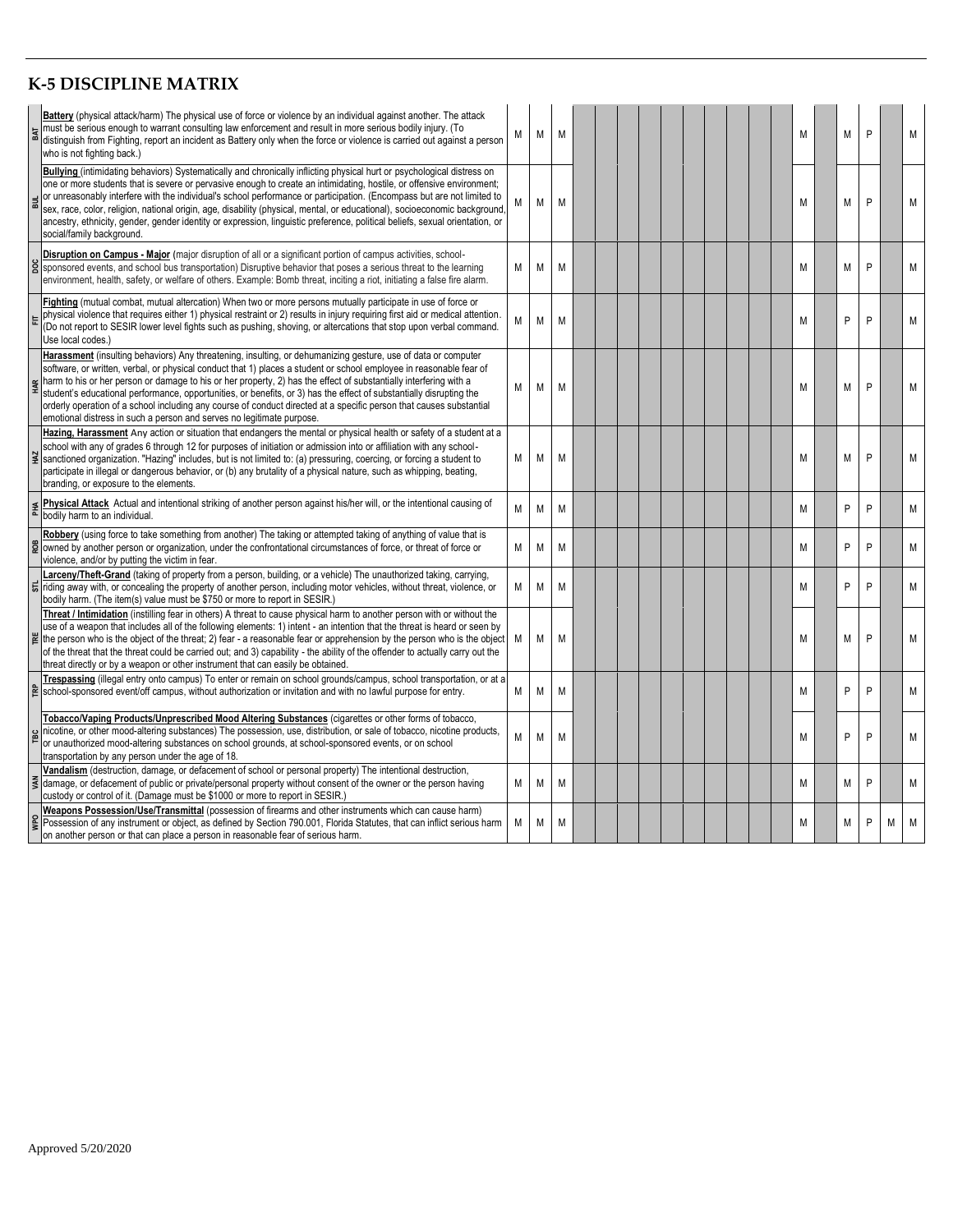# K-5 DISCIPLINE MATRIX

| | | | | | | | | | | | | | | | | | | | | |
|---|---|---|---|---|---|---|---|---|---|---|---|---|---|---|---|---|---|---|---|---|
| BAT | **Battery** (physical attack/harm) The physical use of force or violence by an individual against another. The attack must be serious enough to warrant consulting law enforcement and result in more serious bodily injury. (To distinguish from Fighting, report an incident as Battery only when the force or violence is carried out against a person who is not fighting back.) | M | M | M | | | | | | | | | | | M | | M | P | | M |
| BUL | **Bullying** (intimidating behaviors) Systematically and chronically inflicting physical hurt or psychological distress on one or more students that is severe or pervasive enough to create an intimidating, hostile, or offensive environment; or unreasonably interfere with the individual's school performance or participation. (Encompass but are not limited to sex, race, color, religion, national origin, age, disability (physical, mental, or educational), socioeconomic background, ancestry, ethnicity, gender, gender identity or expression, linguistic preference, political beliefs, sexual orientation, or social/family background. | M | M | M | | | | | | | | | | | M | | M | P | | M |
| DOC | **Disruption on Campus - Major** (major disruption of all or a significant portion of campus activities, school-sponsored events, and school bus transportation) Disruptive behavior that poses a serious threat to the learning environment, health, safety, or welfare of others. Example: Bomb threat, inciting a riot, initiating a false fire alarm. | M | M | M | | | | | | | | | | | M | | M | P | | M |
| FIT | **Fighting** (mutual combat, mutual altercation) When two or more persons mutually participate in use of force or physical violence that requires either 1) physical restraint or 2) results in injury requiring first aid or medical attention. (Do not report to SESIR lower level fights such as pushing, shoving, or altercations that stop upon verbal command. Use local codes.) | M | M | M | | | | | | | | | | | M | | P | P | | M |
| HAR | **Harassment** (insulting behaviors) Any threatening, insulting, or dehumanizing gesture, use of data or computer software, or written, verbal, or physical conduct that 1) places a student or school employee in reasonable fear of harm to his or her person or damage to his or her property, 2) has the effect of substantially interfering with a student's educational performance, opportunities, or benefits, or 3) has the effect of substantially disrupting the orderly operation of a school including any course of conduct directed at a specific person that causes substantial emotional distress in such a person and serves no legitimate purpose. | M | M | M | | | | | | | | | | | M | | M | P | | M |
| HAZ | **Hazing, Harassment** Any action or situation that endangers the mental or physical health or safety of a student at a school with any of grades 6 through 12 for purposes of initiation or admission into or affiliation with any school-sanctioned organization. "Hazing" includes, but is not limited to: (a) pressuring, coercing, or forcing a student to participate in illegal or dangerous behavior, or (b) any brutality of a physical nature, such as whipping, beating, branding, or exposure to the elements. | M | M | M | | | | | | | | | | | M | | M | P | | M |
| PHA | **Physical Attack** Actual and intentional striking of another person against his/her will, or the intentional causing of bodily harm to an individual. | M | M | M | | | | | | | | | | | M | | P | P | | M |
| ROB | **Robbery** (using force to take something from another) The taking or attempted taking of anything of value that is owned by another person or organization, under the confrontational circumstances of force, or threat of force or violence, and/or by putting the victim in fear. | M | M | M | | | | | | | | | | | M | | P | P | | M |
| STL | **Larceny/Theft-Grand** (taking of property from a person, building, or a vehicle) The unauthorized taking, carrying, riding away with, or concealing the property of another person, including motor vehicles, without threat, violence, or bodily harm. (The item(s) value must be $750 or more to report in SESIR.) | M | M | M | | | | | | | | | | | M | | P | P | | M |
| TRE | **Threat / Intimidation** (instilling fear in others) A threat to cause physical harm to another person with or without the use of a weapon that includes all of the following elements: 1) intent - an intention that the threat is heard or seen by the person who is the object of the threat; 2) fear - a reasonable fear or apprehension by the person who is the object of the threat that the threat could be carried out; and 3) capability - the ability of the offender to actually carry out the threat directly or by a weapon or other instrument that can easily be obtained. | M | M | M | | | | | | | | | | | M | | M | P | | M |
| TRP | **Trespassing** (illegal entry onto campus) To enter or remain on school grounds/campus, school transportation, or at a school-sponsored event/off campus, without authorization or invitation and with no lawful purpose for entry. | M | M | M | | | | | | | | | | | M | | P | P | | M |
| TBC | **Tobacco/Vaping Products/Unprescribed Mood Altering Substances** (cigarettes or other forms of tobacco, nicotine, or other mood-altering substances) The possession, use, distribution, or sale of tobacco, nicotine products, or unauthorized mood-altering substances on school grounds, at school-sponsored events, or on school transportation by any person under the age of 18. | M | M | M | | | | | | | | | | | M | | P | P | | M |
| VAN | **Vandalism** (destruction, damage, or defacement of school or personal property) The intentional destruction, damage, or defacement of public or private/personal property without consent of the owner or the person having custody or control of it. (Damage must be $1000 or more to report in SESIR.) | M | M | M | | | | | | | | | | | M | | M | P | | M |
| WPO | **Weapons Possession/Use/Transmittal** (possession of firearms and other instruments which can cause harm) Possession of any instrument or object, as defined by Section 790.001, Florida Statutes, that can inflict serious harm on another person or that can place a person in reasonable fear of serious harm. | M | M | M | | | | | | | | | | | M | | M | P | M | M |

Approved 5/20/2020